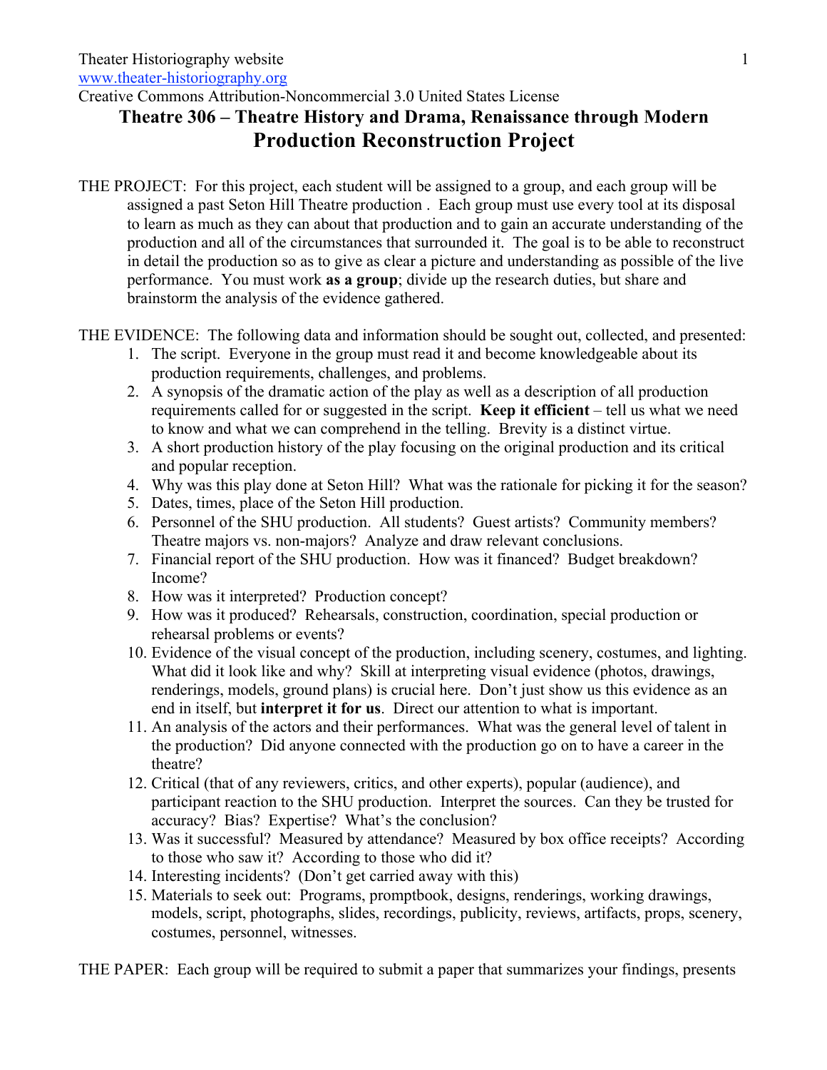Theater Historiography website
www.theater-historiography.org
Creative Commons Attribution-Noncommercial 3.0 United States License

# Theatre 306 – Theatre History and Drama, Renaissance through Modern

## Production Reconstruction Project

THE PROJECT: For this project, each student will be assigned to a group, and each group will be assigned a past Seton Hill Theatre production . Each group must use every tool at its disposal to learn as much as they can about that production and to gain an accurate understanding of the production and all of the circumstances that surrounded it. The goal is to be able to reconstruct in detail the production so as to give as clear a picture and understanding as possible of the live performance. You must work **as a group**; divide up the research duties, but share and brainstorm the analysis of the evidence gathered.

THE EVIDENCE: The following data and information should be sought out, collected, and presented:

1. The script. Everyone in the group must read it and become knowledgeable about its production requirements, challenges, and problems.
2. A synopsis of the dramatic action of the play as well as a description of all production requirements called for or suggested in the script. **Keep it efficient** – tell us what we need to know and what we can comprehend in the telling. Brevity is a distinct virtue.
3. A short production history of the play focusing on the original production and its critical and popular reception.
4. Why was this play done at Seton Hill? What was the rationale for picking it for the season?
5. Dates, times, place of the Seton Hill production.
6. Personnel of the SHU production. All students? Guest artists? Community members? Theatre majors vs. non-majors? Analyze and draw relevant conclusions.
7. Financial report of the SHU production. How was it financed? Budget breakdown? Income?
8. How was it interpreted? Production concept?
9. How was it produced? Rehearsals, construction, coordination, special production or rehearsal problems or events?
10. Evidence of the visual concept of the production, including scenery, costumes, and lighting. What did it look like and why? Skill at interpreting visual evidence (photos, drawings, renderings, models, ground plans) is crucial here. Don't just show us this evidence as an end in itself, but **interpret it for us**. Direct our attention to what is important.
11. An analysis of the actors and their performances. What was the general level of talent in the production? Did anyone connected with the production go on to have a career in the theatre?
12. Critical (that of any reviewers, critics, and other experts), popular (audience), and participant reaction to the SHU production. Interpret the sources. Can they be trusted for accuracy? Bias? Expertise? What's the conclusion?
13. Was it successful? Measured by attendance? Measured by box office receipts? According to those who saw it? According to those who did it?
14. Interesting incidents? (Don't get carried away with this)
15. Materials to seek out: Programs, promptbook, designs, renderings, working drawings, models, script, photographs, slides, recordings, publicity, reviews, artifacts, props, scenery, costumes, personnel, witnesses.

THE PAPER: Each group will be required to submit a paper that summarizes your findings, presents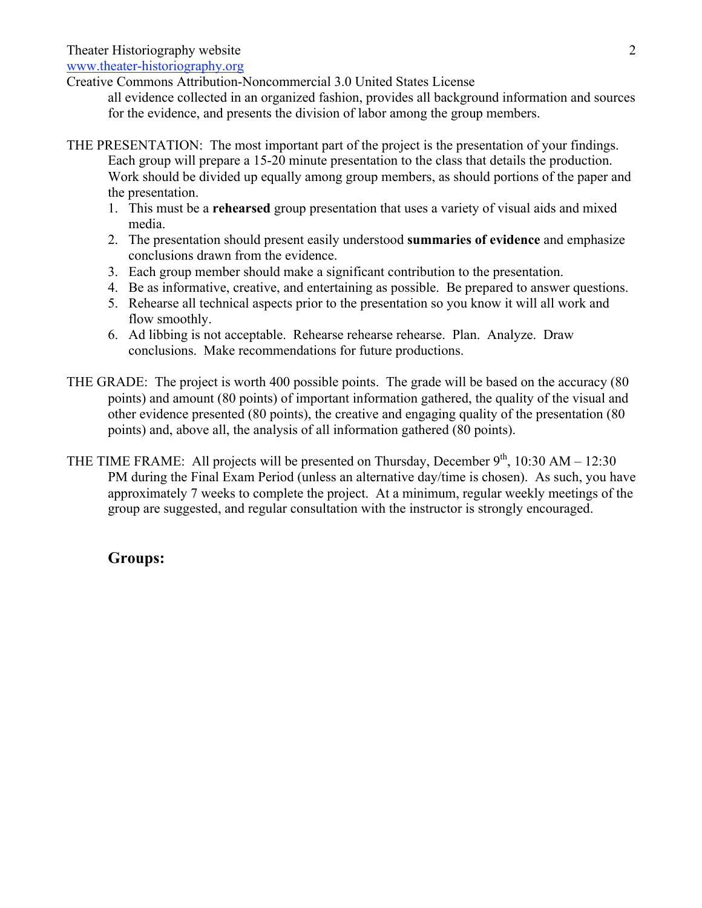all evidence collected in an organized fashion, provides all background information and sources for the evidence, and presents the division of labor among the group members.

THE PRESENTATION: The most important part of the project is the presentation of your findings. Each group will prepare a 15-20 minute presentation to the class that details the production. Work should be divided up equally among group members, as should portions of the paper and the presentation.

1. This must be a **rehearsed** group presentation that uses a variety of visual aids and mixed media.
2. The presentation should present easily understood **summaries of evidence** and emphasize conclusions drawn from the evidence.
3. Each group member should make a significant contribution to the presentation.
4. Be as informative, creative, and entertaining as possible. Be prepared to answer questions.
5. Rehearse all technical aspects prior to the presentation so you know it will all work and flow smoothly.
6. Ad libbing is not acceptable. Rehearse rehearse rehearse. Plan. Analyze. Draw conclusions. Make recommendations for future productions.

THE GRADE: The project is worth 400 possible points. The grade will be based on the accuracy (80 points) and amount (80 points) of important information gathered, the quality of the visual and other evidence presented (80 points), the creative and engaging quality of the presentation (80 points) and, above all, the analysis of all information gathered (80 points).

THE TIME FRAME: All projects will be presented on Thursday, December 9th, 10:30 AM – 12:30 PM during the Final Exam Period (unless an alternative day/time is chosen). As such, you have approximately 7 weeks to complete the project. At a minimum, regular weekly meetings of the group are suggested, and regular consultation with the instructor is strongly encouraged.

## Groups: